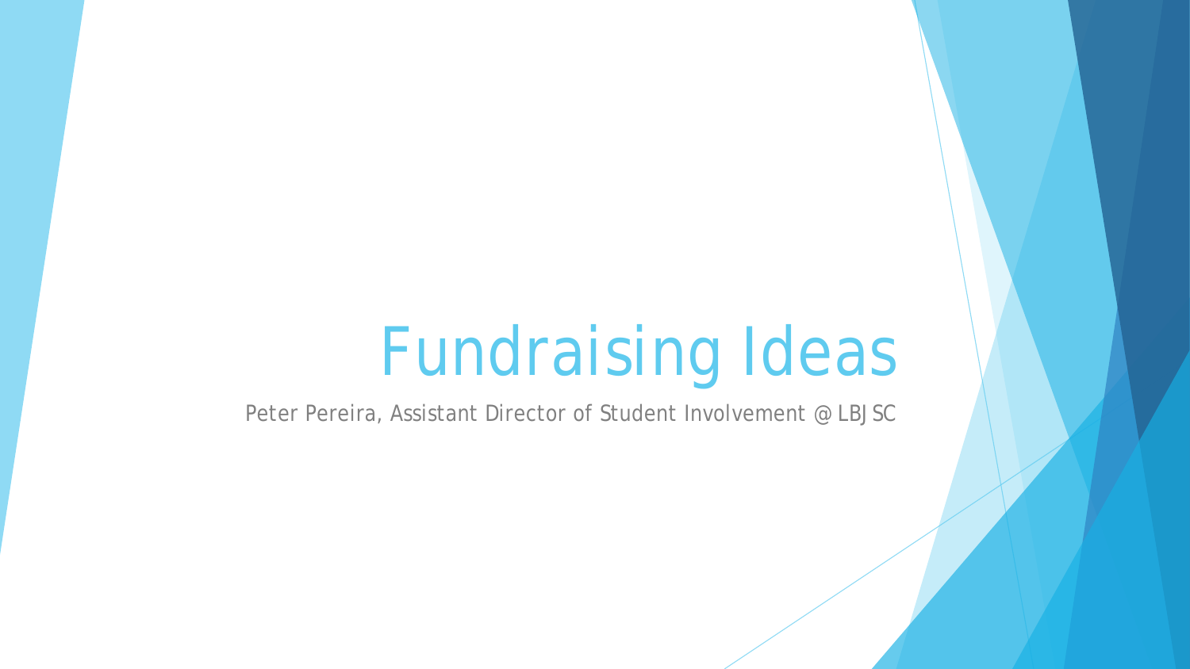# Fundraising Ideas

Peter Pereira, Assistant Director of Student Involvement @ LBJSC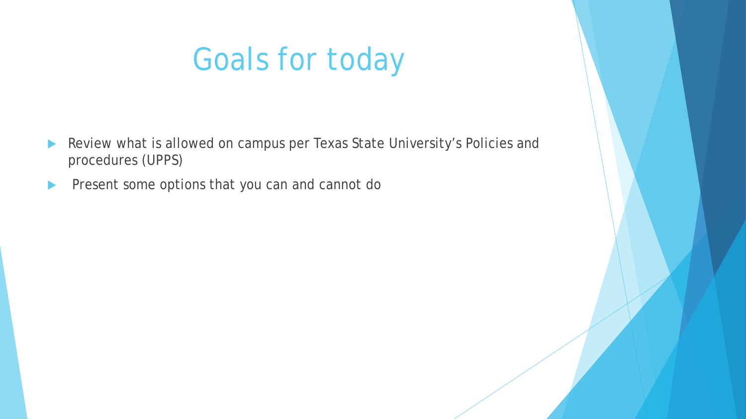# Goals for today

- Review what is allowed on campus per Texas State University's Policies and procedures (UPPS)
- Present some options that you can and cannot do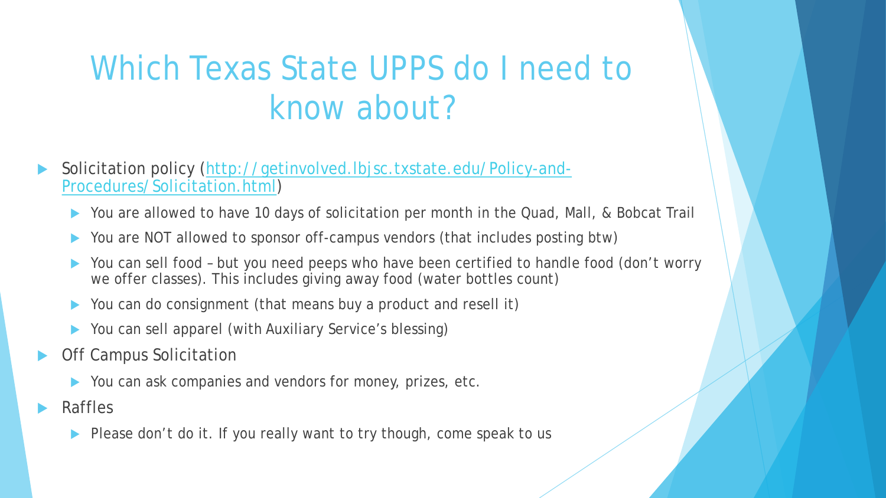# Which Texas State UPPS do I need to know about?

- Solicitation policy ([http://getinvolved.lbjsc.txstate.edu/Policy-and-Procedures/Solicitation.html](http://getinvolved.lbjsc.txstate.edu/Policy-and-Procedures/Solicitation.html))
  - You are allowed to have 10 days of solicitation per month in the Quad, Mall, & Bobcat Trail
  - You are NOT allowed to sponsor off-campus vendors (that includes posting btw)
  - You can sell food – but you need peeps who have been certified to handle food (don't worry we offer classes). This includes giving away food (water bottles count)
  - You can do consignment (that means buy a product and resell it)
  - You can sell apparel (with Auxiliary Service's blessing)
- Off Campus Solicitation
  - You can ask companies and vendors for money, prizes, etc.
- Raffles
  - Please don't do it. If you really want to try though, come speak to us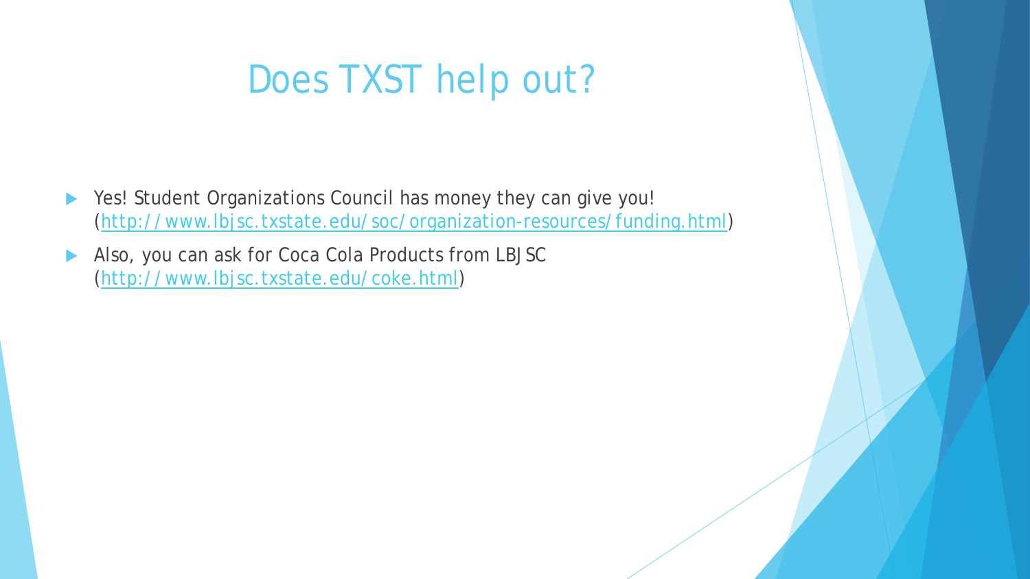# Does TXST help out?

- Yes! Student Organizations Council has money they can give you! ([http://www.lbjsc.txstate.edu/soc/organization-resources/funding.html](http://www.lbjsc.txstate.edu/soc/organization-resources/funding.html))
- Also, you can ask for Coca Cola Products from LBJSC ([http://www.lbjsc.txstate.edu/coke.html](http://www.lbjsc.txstate.edu/coke.html))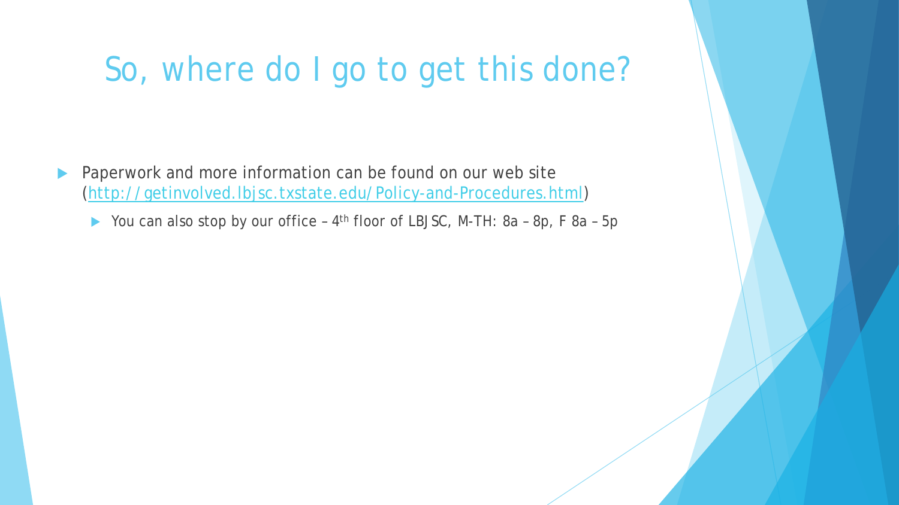# So, where do I go to get this done?

- Paperwork and more information can be found on our web site (http://getinvolved.lbjsc.txstate.edu/Policy-and-Procedures.html)
  - You can also stop by our office – 4th floor of LBJSC, M-TH: 8a – 8p, F 8a – 5p